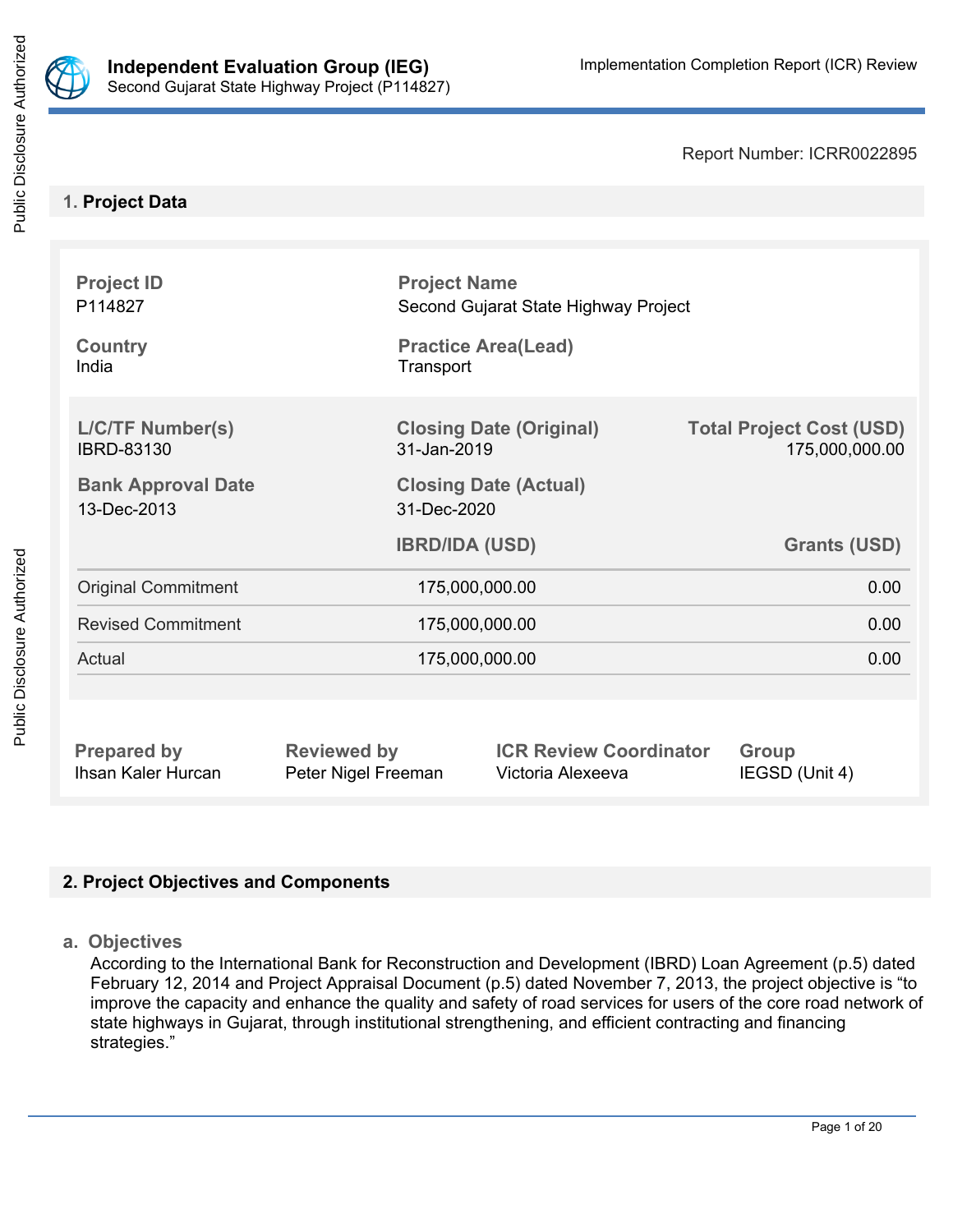Report Number: ICRR0022895

## 1. Project Data

| Project ID | Project Name | |
|---|---|---|
| P114827 | Second Gujarat State Highway Project | |
| **Country** | **Practice Area(Lead)** | |
| India | Transport | |

| L/C/TF Number(s) | Closing Date (Original) | Total Project Cost (USD) |
|---|---|---|
| IBRD-83130 | 31-Jan-2019 | 175,000,000.00 |
| **Bank Approval Date** | **Closing Date (Actual)** | |
| 13-Dec-2013 | 31-Dec-2020 | |

| | IBRD/IDA (USD) | Grants (USD) |
|---|---|---|
| Original Commitment | 175,000,000.00 | 0.00 |
| Revised Commitment | 175,000,000.00 | 0.00 |
| Actual | 175,000,000.00 | 0.00 |

| Prepared by | Reviewed by | ICR Review Coordinator | Group |
|---|---|---|---|
| Ihsan Kaler Hurcan | Peter Nigel Freeman | Victoria Alexeeva | IEGSD (Unit 4) |

## 2. Project Objectives and Components

### a. Objectives

According to the International Bank for Reconstruction and Development (IBRD) Loan Agreement (p.5) dated February 12, 2014 and Project Appraisal Document (p.5) dated November 7, 2013, the project objective is "to improve the capacity and enhance the quality and safety of road services for users of the core road network of state highways in Gujarat, through institutional strengthening, and efficient contracting and financing strategies."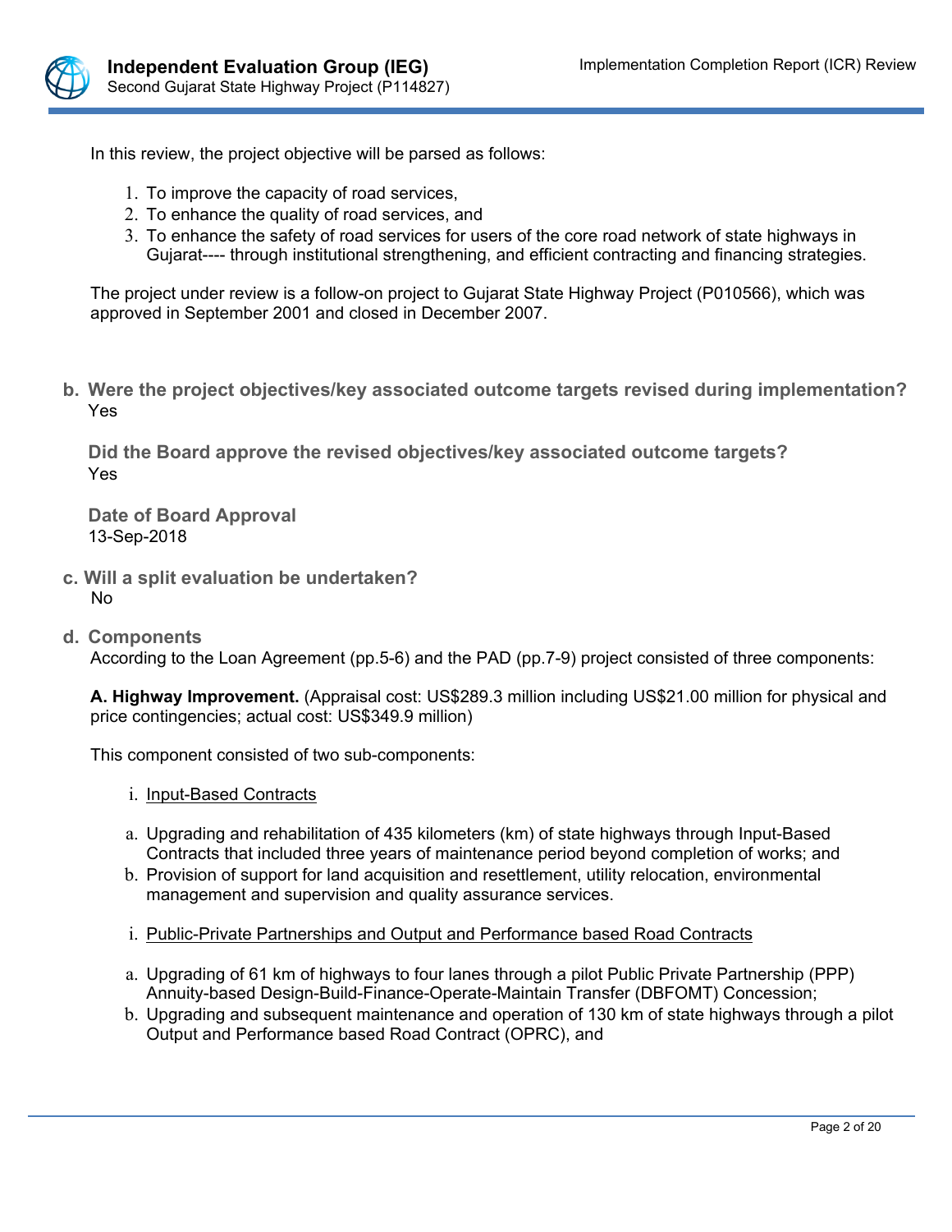In this review, the project objective will be parsed as follows:

1. To improve the capacity of road services,
2. To enhance the quality of road services, and
3. To enhance the safety of road services for users of the core road network of state highways in Gujarat---- through institutional strengthening, and efficient contracting and financing strategies.

The project under review is a follow-on project to Gujarat State Highway Project (P010566), which was approved in September 2001 and closed in December 2007.

**b. Were the project objectives/key associated outcome targets revised during implementation?**
Yes

**Did the Board approve the revised objectives/key associated outcome targets?**
Yes

**Date of Board Approval**
13-Sep-2018

**c. Will a split evaluation be undertaken?**
No

**d. Components**
According to the Loan Agreement (pp.5-6) and the PAD (pp.7-9) project consisted of three components:

**A. Highway Improvement.** (Appraisal cost: US$289.3 million including US$21.00 million for physical and price contingencies; actual cost: US$349.9 million)

This component consisted of two sub-components:

i. Input-Based Contracts

a. Upgrading and rehabilitation of 435 kilometers (km) of state highways through Input-Based Contracts that included three years of maintenance period beyond completion of works; and
b. Provision of support for land acquisition and resettlement, utility relocation, environmental management and supervision and quality assurance services.

i. Public-Private Partnerships and Output and Performance based Road Contracts

a. Upgrading of 61 km of highways to four lanes through a pilot Public Private Partnership (PPP) Annuity-based Design-Build-Finance-Operate-Maintain Transfer (DBFOMT) Concession;
b. Upgrading and subsequent maintenance and operation of 130 km of state highways through a pilot Output and Performance based Road Contract (OPRC), and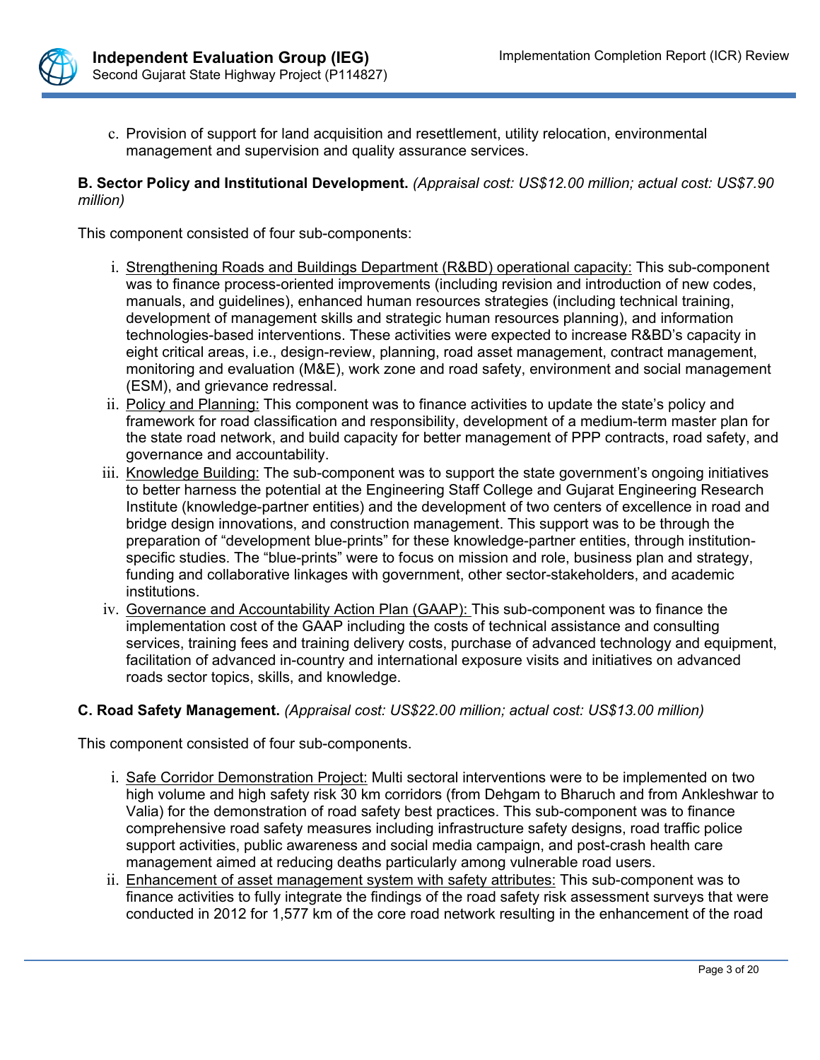c. Provision of support for land acquisition and resettlement, utility relocation, environmental management and supervision and quality assurance services.

**B. Sector Policy and Institutional Development.** *(Appraisal cost: US$12.00 million; actual cost: US$7.90 million)*

This component consisted of four sub-components:

i. Strengthening Roads and Buildings Department (R&BD) operational capacity: This sub-component was to finance process-oriented improvements (including revision and introduction of new codes, manuals, and guidelines), enhanced human resources strategies (including technical training, development of management skills and strategic human resources planning), and information technologies-based interventions. These activities were expected to increase R&BD's capacity in eight critical areas, i.e., design-review, planning, road asset management, contract management, monitoring and evaluation (M&E), work zone and road safety, environment and social management (ESM), and grievance redressal.

ii. Policy and Planning: This component was to finance activities to update the state's policy and framework for road classification and responsibility, development of a medium-term master plan for the state road network, and build capacity for better management of PPP contracts, road safety, and governance and accountability.

iii. Knowledge Building: The sub-component was to support the state government's ongoing initiatives to better harness the potential at the Engineering Staff College and Gujarat Engineering Research Institute (knowledge-partner entities) and the development of two centers of excellence in road and bridge design innovations, and construction management. This support was to be through the preparation of "development blue-prints" for these knowledge-partner entities, through institution-specific studies. The "blue-prints" were to focus on mission and role, business plan and strategy, funding and collaborative linkages with government, other sector-stakeholders, and academic institutions.

iv. Governance and Accountability Action Plan (GAAP): This sub-component was to finance the implementation cost of the GAAP including the costs of technical assistance and consulting services, training fees and training delivery costs, purchase of advanced technology and equipment, facilitation of advanced in-country and international exposure visits and initiatives on advanced roads sector topics, skills, and knowledge.

**C. Road Safety Management.** *(Appraisal cost: US$22.00 million; actual cost: US$13.00 million)*

This component consisted of four sub-components.

i. Safe Corridor Demonstration Project: Multi sectoral interventions were to be implemented on two high volume and high safety risk 30 km corridors (from Dehgam to Bharuch and from Ankleshwar to Valia) for the demonstration of road safety best practices. This sub-component was to finance comprehensive road safety measures including infrastructure safety designs, road traffic police support activities, public awareness and social media campaign, and post-crash health care management aimed at reducing deaths particularly among vulnerable road users.

ii. Enhancement of asset management system with safety attributes: This sub-component was to finance activities to fully integrate the findings of the road safety risk assessment surveys that were conducted in 2012 for 1,577 km of the core road network resulting in the enhancement of the road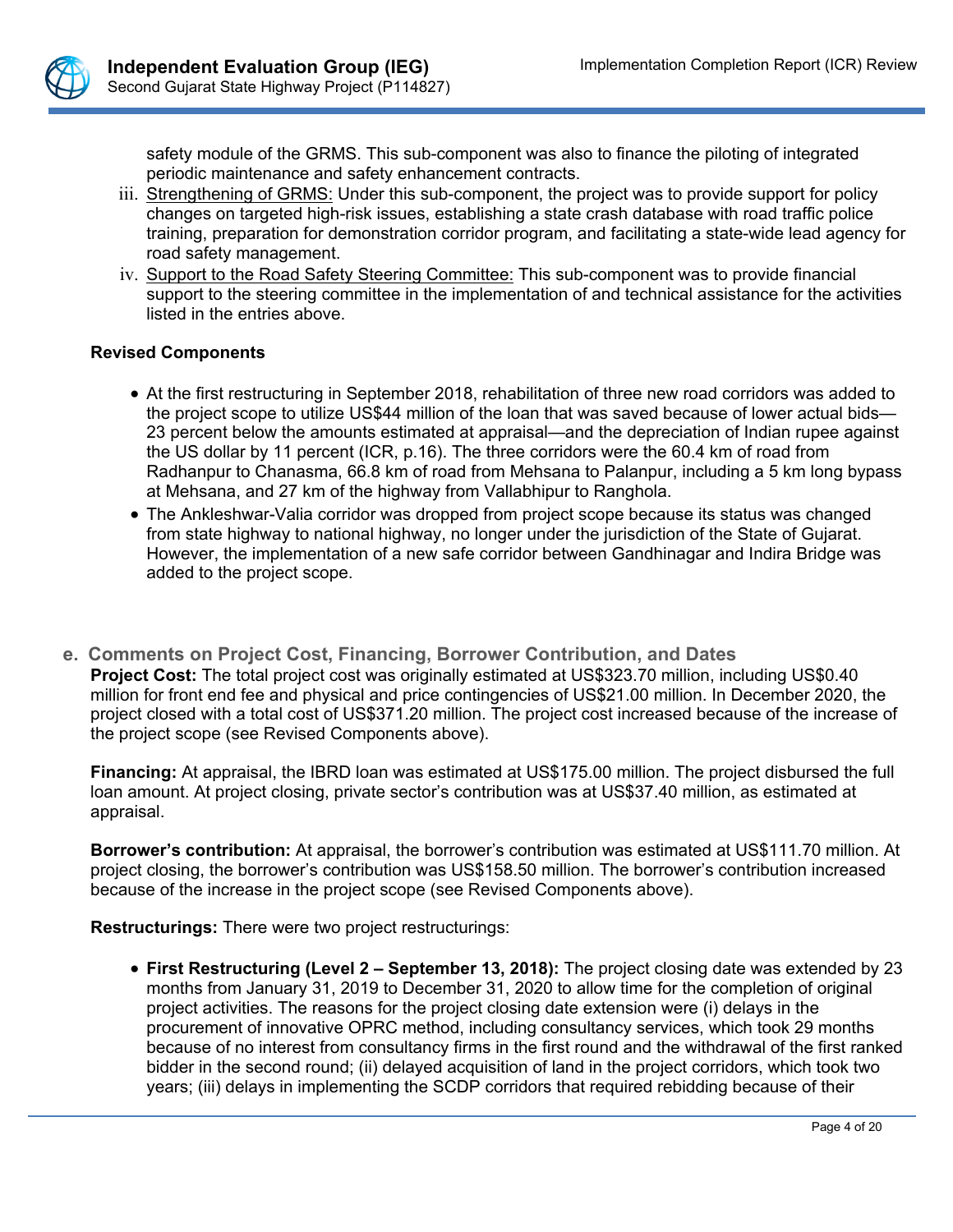safety module of the GRMS. This sub-component was also to finance the piloting of integrated periodic maintenance and safety enhancement contracts.

iii. Strengthening of GRMS: Under this sub-component, the project was to provide support for policy changes on targeted high-risk issues, establishing a state crash database with road traffic police training, preparation for demonstration corridor program, and facilitating a state-wide lead agency for road safety management.

iv. Support to the Road Safety Steering Committee: This sub-component was to provide financial support to the steering committee in the implementation of and technical assistance for the activities listed in the entries above.

**Revised Components**

- At the first restructuring in September 2018, rehabilitation of three new road corridors was added to the project scope to utilize US$44 million of the loan that was saved because of lower actual bids—23 percent below the amounts estimated at appraisal—and the depreciation of Indian rupee against the US dollar by 11 percent (ICR, p.16). The three corridors were the 60.4 km of road from Radhanpur to Chanasma, 66.8 km of road from Mehsana to Palanpur, including a 5 km long bypass at Mehsana, and 27 km of the highway from Vallabhipur to Ranghola.
- The Ankleshwar-Valia corridor was dropped from project scope because its status was changed from state highway to national highway, no longer under the jurisdiction of the State of Gujarat. However, the implementation of a new safe corridor between Gandhinagar and Indira Bridge was added to the project scope.

## e. Comments on Project Cost, Financing, Borrower Contribution, and Dates

**Project Cost:** The total project cost was originally estimated at US$323.70 million, including US$0.40 million for front end fee and physical and price contingencies of US$21.00 million. In December 2020, the project closed with a total cost of US$371.20 million. The project cost increased because of the increase of the project scope (see Revised Components above).

**Financing:** At appraisal, the IBRD loan was estimated at US$175.00 million. The project disbursed the full loan amount. At project closing, private sector's contribution was at US$37.40 million, as estimated at appraisal.

**Borrower's contribution:** At appraisal, the borrower's contribution was estimated at US$111.70 million. At project closing, the borrower's contribution was US$158.50 million. The borrower's contribution increased because of the increase in the project scope (see Revised Components above).

**Restructurings:** There were two project restructurings:

- **First Restructuring (Level 2 – September 13, 2018):** The project closing date was extended by 23 months from January 31, 2019 to December 31, 2020 to allow time for the completion of original project activities. The reasons for the project closing date extension were (i) delays in the procurement of innovative OPRC method, including consultancy services, which took 29 months because of no interest from consultancy firms in the first round and the withdrawal of the first ranked bidder in the second round; (ii) delayed acquisition of land in the project corridors, which took two years; (iii) delays in implementing the SCDP corridors that required rebidding because of their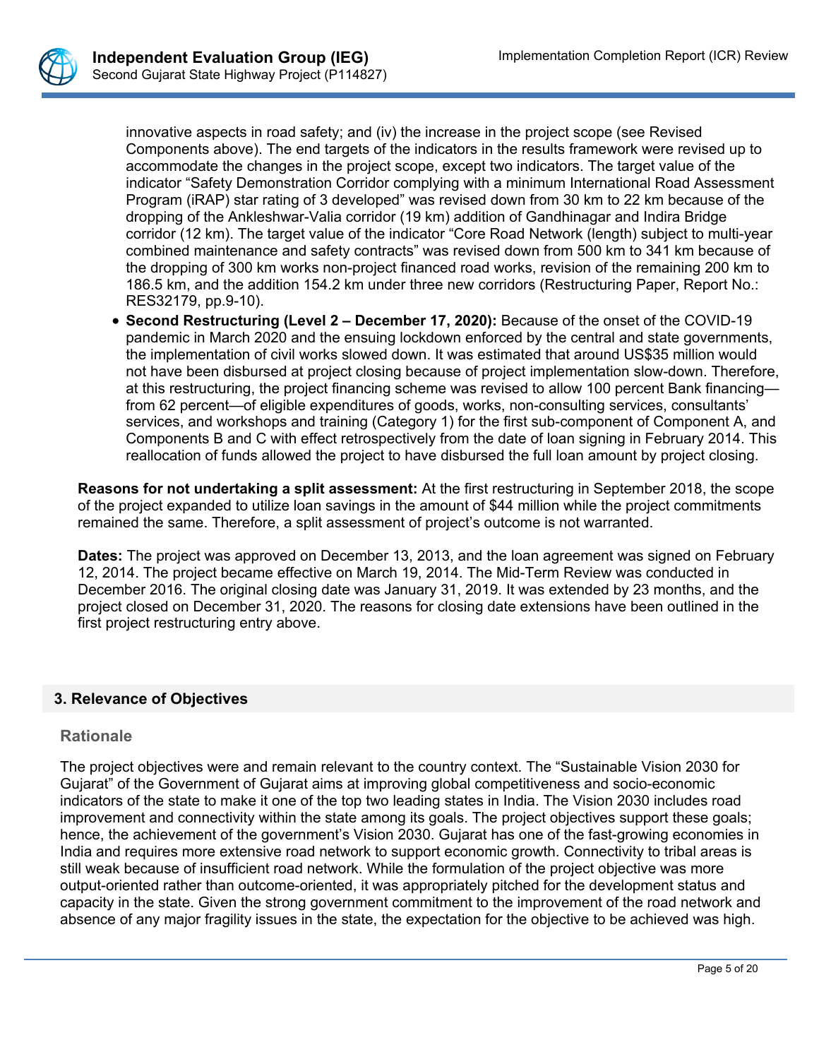innovative aspects in road safety; and (iv) the increase in the project scope (see Revised Components above). The end targets of the indicators in the results framework were revised up to accommodate the changes in the project scope, except two indicators. The target value of the indicator "Safety Demonstration Corridor complying with a minimum International Road Assessment Program (iRAP) star rating of 3 developed" was revised down from 30 km to 22 km because of the dropping of the Ankleshwar-Valia corridor (19 km) addition of Gandhinagar and Indira Bridge corridor (12 km). The target value of the indicator "Core Road Network (length) subject to multi-year combined maintenance and safety contracts" was revised down from 500 km to 341 km because of the dropping of 300 km works non-project financed road works, revision of the remaining 200 km to 186.5 km, and the addition 154.2 km under three new corridors (Restructuring Paper, Report No.: RES32179, pp.9-10).

- **Second Restructuring (Level 2 – December 17, 2020):** Because of the onset of the COVID-19 pandemic in March 2020 and the ensuing lockdown enforced by the central and state governments, the implementation of civil works slowed down. It was estimated that around US$35 million would not have been disbursed at project closing because of project implementation slow-down. Therefore, at this restructuring, the project financing scheme was revised to allow 100 percent Bank financing—from 62 percent—of eligible expenditures of goods, works, non-consulting services, consultants' services, and workshops and training (Category 1) for the first sub-component of Component A, and Components B and C with effect retrospectively from the date of loan signing in February 2014. This reallocation of funds allowed the project to have disbursed the full loan amount by project closing.

**Reasons for not undertaking a split assessment:** At the first restructuring in September 2018, the scope of the project expanded to utilize loan savings in the amount of $44 million while the project commitments remained the same. Therefore, a split assessment of project's outcome is not warranted.

**Dates:** The project was approved on December 13, 2013, and the loan agreement was signed on February 12, 2014. The project became effective on March 19, 2014. The Mid-Term Review was conducted in December 2016. The original closing date was January 31, 2019. It was extended by 23 months, and the project closed on December 31, 2020. The reasons for closing date extensions have been outlined in the first project restructuring entry above.

## 3. Relevance of Objectives

### Rationale

The project objectives were and remain relevant to the country context. The "Sustainable Vision 2030 for Gujarat" of the Government of Gujarat aims at improving global competitiveness and socio-economic indicators of the state to make it one of the top two leading states in India. The Vision 2030 includes road improvement and connectivity within the state among its goals. The project objectives support these goals; hence, the achievement of the government's Vision 2030. Gujarat has one of the fast-growing economies in India and requires more extensive road network to support economic growth. Connectivity to tribal areas is still weak because of insufficient road network. While the formulation of the project objective was more output-oriented rather than outcome-oriented, it was appropriately pitched for the development status and capacity in the state. Given the strong government commitment to the improvement of the road network and absence of any major fragility issues in the state, the expectation for the objective to be achieved was high.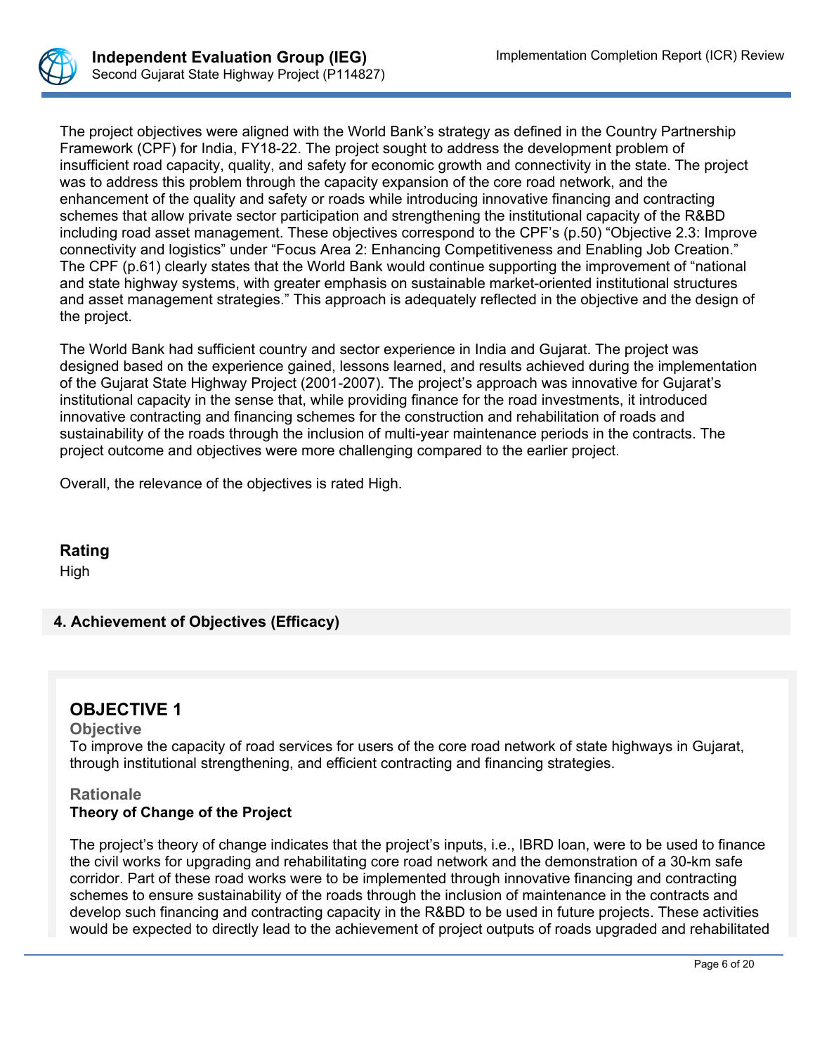The project objectives were aligned with the World Bank's strategy as defined in the Country Partnership Framework (CPF) for India, FY18-22. The project sought to address the development problem of insufficient road capacity, quality, and safety for economic growth and connectivity in the state. The project was to address this problem through the capacity expansion of the core road network, and the enhancement of the quality and safety or roads while introducing innovative financing and contracting schemes that allow private sector participation and strengthening the institutional capacity of the R&BD including road asset management. These objectives correspond to the CPF's (p.50) "Objective 2.3: Improve connectivity and logistics" under "Focus Area 2: Enhancing Competitiveness and Enabling Job Creation." The CPF (p.61) clearly states that the World Bank would continue supporting the improvement of "national and state highway systems, with greater emphasis on sustainable market-oriented institutional structures and asset management strategies." This approach is adequately reflected in the objective and the design of the project.

The World Bank had sufficient country and sector experience in India and Gujarat. The project was designed based on the experience gained, lessons learned, and results achieved during the implementation of the Gujarat State Highway Project (2001-2007). The project's approach was innovative for Gujarat's institutional capacity in the sense that, while providing finance for the road investments, it introduced innovative contracting and financing schemes for the construction and rehabilitation of roads and sustainability of the roads through the inclusion of multi-year maintenance periods in the contracts. The project outcome and objectives were more challenging compared to the earlier project.

Overall, the relevance of the objectives is rated High.

**Rating**

High

## 4. Achievement of Objectives (Efficacy)

### OBJECTIVE 1

**Objective**

To improve the capacity of road services for users of the core road network of state highways in Gujarat, through institutional strengthening, and efficient contracting and financing strategies.

**Rationale**

**Theory of Change of the Project**

The project's theory of change indicates that the project's inputs, i.e., IBRD loan, were to be used to finance the civil works for upgrading and rehabilitating core road network and the demonstration of a 30-km safe corridor. Part of these road works were to be implemented through innovative financing and contracting schemes to ensure sustainability of the roads through the inclusion of maintenance in the contracts and develop such financing and contracting capacity in the R&BD to be used in future projects. These activities would be expected to directly lead to the achievement of project outputs of roads upgraded and rehabilitated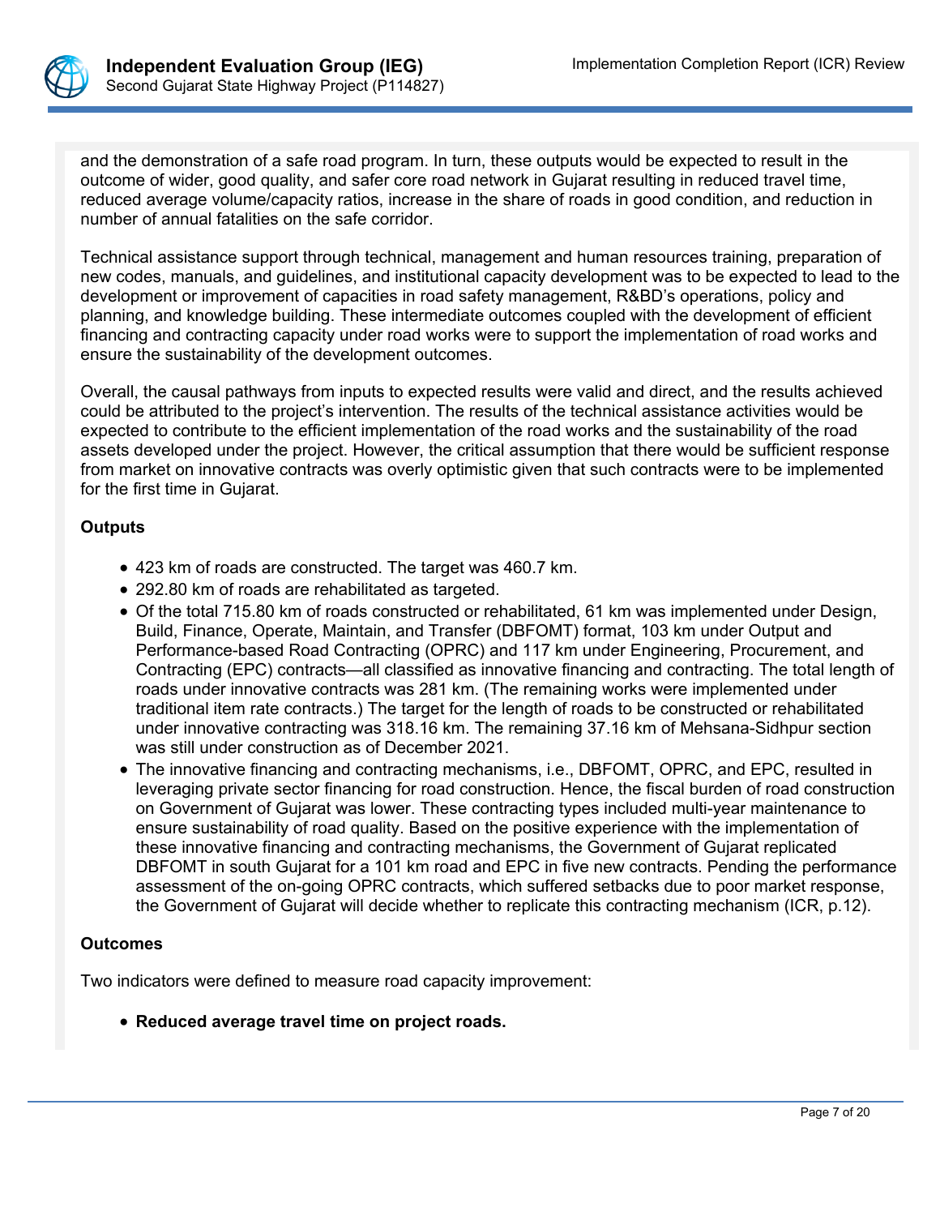and the demonstration of a safe road program. In turn, these outputs would be expected to result in the outcome of wider, good quality, and safer core road network in Gujarat resulting in reduced travel time, reduced average volume/capacity ratios, increase in the share of roads in good condition, and reduction in number of annual fatalities on the safe corridor.

Technical assistance support through technical, management and human resources training, preparation of new codes, manuals, and guidelines, and institutional capacity development was to be expected to lead to the development or improvement of capacities in road safety management, R&BD's operations, policy and planning, and knowledge building. These intermediate outcomes coupled with the development of efficient financing and contracting capacity under road works were to support the implementation of road works and ensure the sustainability of the development outcomes.

Overall, the causal pathways from inputs to expected results were valid and direct, and the results achieved could be attributed to the project's intervention. The results of the technical assistance activities would be expected to contribute to the efficient implementation of the road works and the sustainability of the road assets developed under the project. However, the critical assumption that there would be sufficient response from market on innovative contracts was overly optimistic given that such contracts were to be implemented for the first time in Gujarat.

**Outputs**

- 423 km of roads are constructed. The target was 460.7 km.
- 292.80 km of roads are rehabilitated as targeted.
- Of the total 715.80 km of roads constructed or rehabilitated, 61 km was implemented under Design, Build, Finance, Operate, Maintain, and Transfer (DBFOMT) format, 103 km under Output and Performance-based Road Contracting (OPRC) and 117 km under Engineering, Procurement, and Contracting (EPC) contracts—all classified as innovative financing and contracting. The total length of roads under innovative contracts was 281 km. (The remaining works were implemented under traditional item rate contracts.) The target for the length of roads to be constructed or rehabilitated under innovative contracting was 318.16 km. The remaining 37.16 km of Mehsana-Sidhpur section was still under construction as of December 2021.
- The innovative financing and contracting mechanisms, i.e., DBFOMT, OPRC, and EPC, resulted in leveraging private sector financing for road construction. Hence, the fiscal burden of road construction on Government of Gujarat was lower. These contracting types included multi-year maintenance to ensure sustainability of road quality. Based on the positive experience with the implementation of these innovative financing and contracting mechanisms, the Government of Gujarat replicated DBFOMT in south Gujarat for a 101 km road and EPC in five new contracts. Pending the performance assessment of the on-going OPRC contracts, which suffered setbacks due to poor market response, the Government of Gujarat will decide whether to replicate this contracting mechanism (ICR, p.12).

**Outcomes**

Two indicators were defined to measure road capacity improvement:

- **Reduced average travel time on project roads.**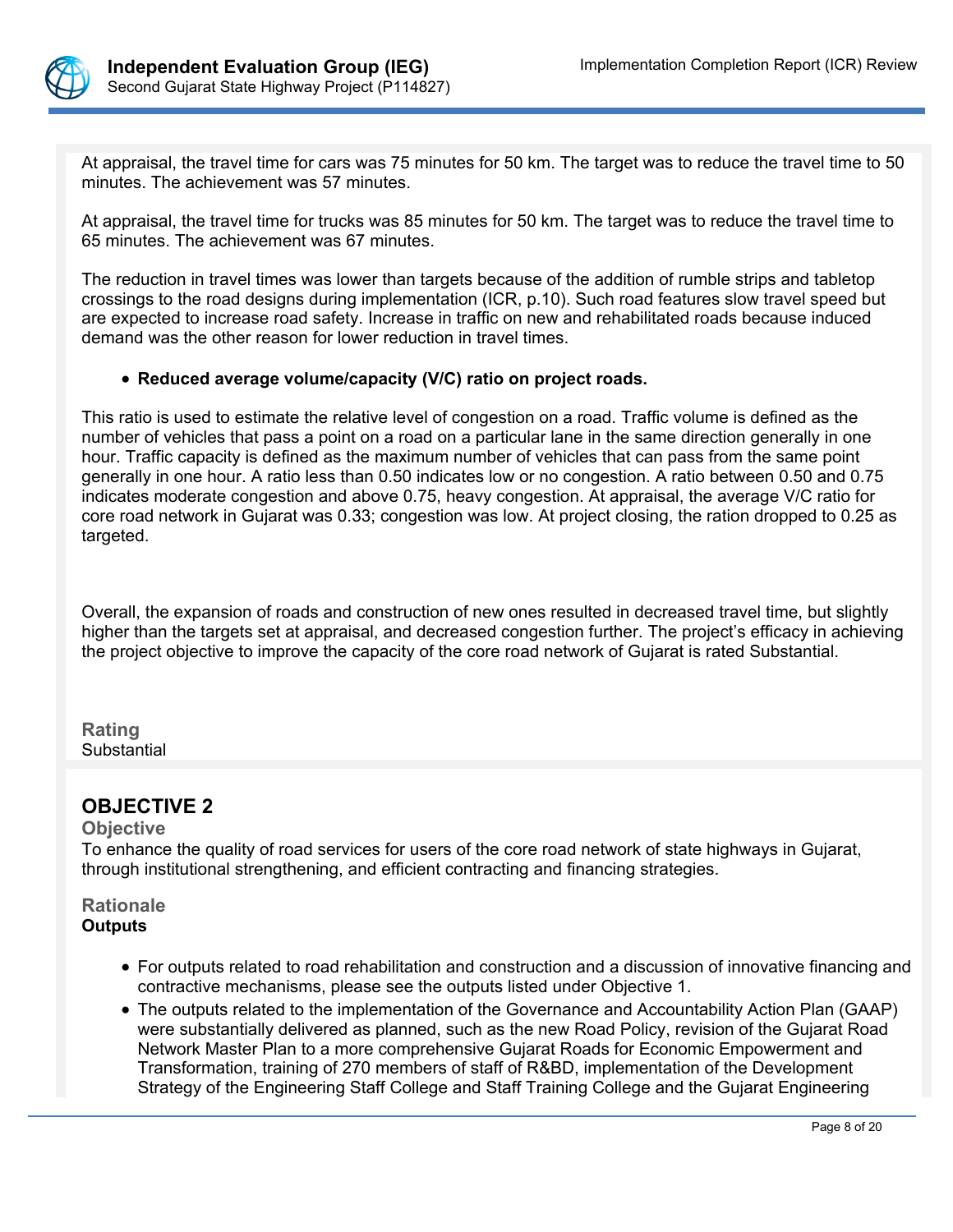At appraisal, the travel time for cars was 75 minutes for 50 km. The target was to reduce the travel time to 50 minutes. The achievement was 57 minutes.

At appraisal, the travel time for trucks was 85 minutes for 50 km. The target was to reduce the travel time to 65 minutes. The achievement was 67 minutes.

The reduction in travel times was lower than targets because of the addition of rumble strips and tabletop crossings to the road designs during implementation (ICR, p.10). Such road features slow travel speed but are expected to increase road safety. Increase in traffic on new and rehabilitated roads because induced demand was the other reason for lower reduction in travel times.

- **Reduced average volume/capacity (V/C) ratio on project roads.**

This ratio is used to estimate the relative level of congestion on a road. Traffic volume is defined as the number of vehicles that pass a point on a road on a particular lane in the same direction generally in one hour. Traffic capacity is defined as the maximum number of vehicles that can pass from the same point generally in one hour. A ratio less than 0.50 indicates low or no congestion. A ratio between 0.50 and 0.75 indicates moderate congestion and above 0.75, heavy congestion. At appraisal, the average V/C ratio for core road network in Gujarat was 0.33; congestion was low. At project closing, the ration dropped to 0.25 as targeted.

Overall, the expansion of roads and construction of new ones resulted in decreased travel time, but slightly higher than the targets set at appraisal, and decreased congestion further. The project's efficacy in achieving the project objective to improve the capacity of the core road network of Gujarat is rated Substantial.

**Rating**
Substantial

## OBJECTIVE 2

**Objective**
To enhance the quality of road services for users of the core road network of state highways in Gujarat, through institutional strengthening, and efficient contracting and financing strategies.

**Rationale**
**Outputs**

- For outputs related to road rehabilitation and construction and a discussion of innovative financing and contractive mechanisms, please see the outputs listed under Objective 1.
- The outputs related to the implementation of the Governance and Accountability Action Plan (GAAP) were substantially delivered as planned, such as the new Road Policy, revision of the Gujarat Road Network Master Plan to a more comprehensive Gujarat Roads for Economic Empowerment and Transformation, training of 270 members of staff of R&BD, implementation of the Development Strategy of the Engineering Staff College and Staff Training College and the Gujarat Engineering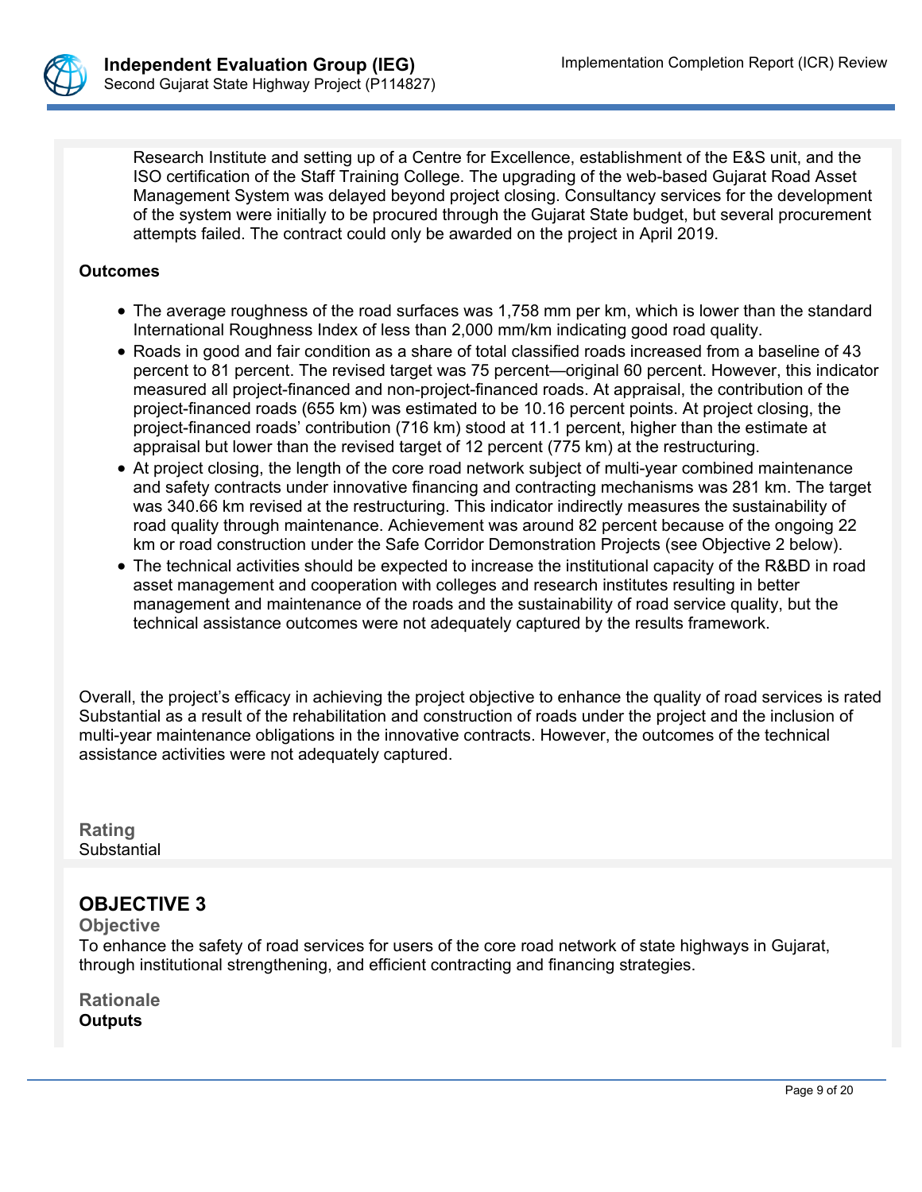Research Institute and setting up of a Centre for Excellence, establishment of the E&S unit, and the ISO certification of the Staff Training College. The upgrading of the web-based Gujarat Road Asset Management System was delayed beyond project closing. Consultancy services for the development of the system were initially to be procured through the Gujarat State budget, but several procurement attempts failed. The contract could only be awarded on the project in April 2019.

**Outcomes**

- The average roughness of the road surfaces was 1,758 mm per km, which is lower than the standard International Roughness Index of less than 2,000 mm/km indicating good road quality.
- Roads in good and fair condition as a share of total classified roads increased from a baseline of 43 percent to 81 percent. The revised target was 75 percent—original 60 percent. However, this indicator measured all project-financed and non-project-financed roads. At appraisal, the contribution of the project-financed roads (655 km) was estimated to be 10.16 percent points. At project closing, the project-financed roads' contribution (716 km) stood at 11.1 percent, higher than the estimate at appraisal but lower than the revised target of 12 percent (775 km) at the restructuring.
- At project closing, the length of the core road network subject of multi-year combined maintenance and safety contracts under innovative financing and contracting mechanisms was 281 km. The target was 340.66 km revised at the restructuring. This indicator indirectly measures the sustainability of road quality through maintenance. Achievement was around 82 percent because of the ongoing 22 km or road construction under the Safe Corridor Demonstration Projects (see Objective 2 below).
- The technical activities should be expected to increase the institutional capacity of the R&BD in road asset management and cooperation with colleges and research institutes resulting in better management and maintenance of the roads and the sustainability of road service quality, but the technical assistance outcomes were not adequately captured by the results framework.

Overall, the project's efficacy in achieving the project objective to enhance the quality of road services is rated Substantial as a result of the rehabilitation and construction of roads under the project and the inclusion of multi-year maintenance obligations in the innovative contracts. However, the outcomes of the technical assistance activities were not adequately captured.

### Rating

Substantial

## OBJECTIVE 3

### Objective

To enhance the safety of road services for users of the core road network of state highways in Gujarat, through institutional strengthening, and efficient contracting and financing strategies.

### Rationale

**Outputs**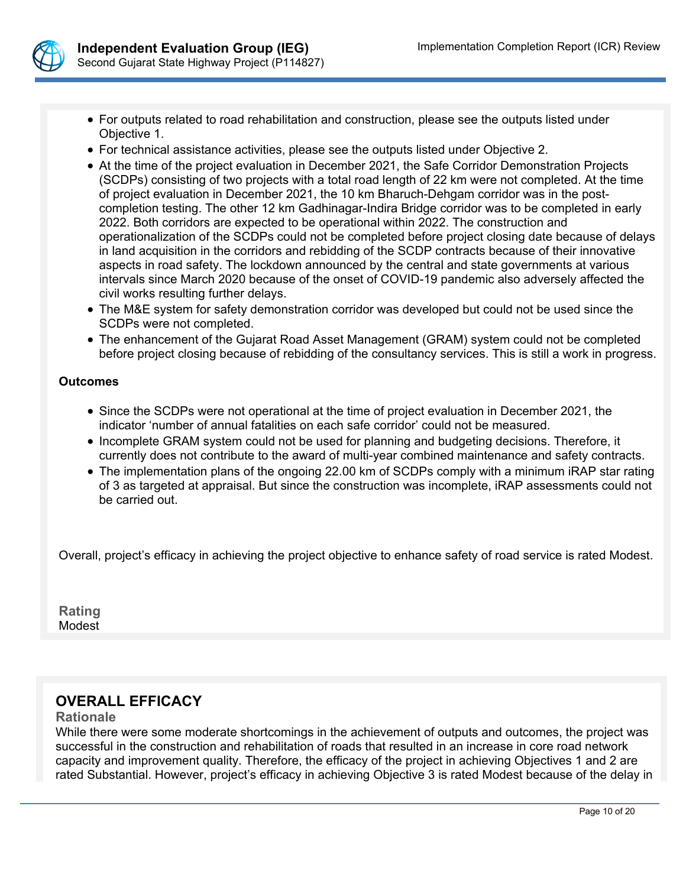- For outputs related to road rehabilitation and construction, please see the outputs listed under Objective 1.
- For technical assistance activities, please see the outputs listed under Objective 2.
- At the time of the project evaluation in December 2021, the Safe Corridor Demonstration Projects (SCDPs) consisting of two projects with a total road length of 22 km were not completed. At the time of project evaluation in December 2021, the 10 km Bharuch-Dehgam corridor was in the post-completion testing. The other 12 km Gadhinagar-Indira Bridge corridor was to be completed in early 2022. Both corridors are expected to be operational within 2022. The construction and operationalization of the SCDPs could not be completed before project closing date because of delays in land acquisition in the corridors and rebidding of the SCDP contracts because of their innovative aspects in road safety. The lockdown announced by the central and state governments at various intervals since March 2020 because of the onset of COVID-19 pandemic also adversely affected the civil works resulting further delays.
- The M&E system for safety demonstration corridor was developed but could not be used since the SCDPs were not completed.
- The enhancement of the Gujarat Road Asset Management (GRAM) system could not be completed before project closing because of rebidding of the consultancy services. This is still a work in progress.

**Outcomes**

- Since the SCDPs were not operational at the time of project evaluation in December 2021, the indicator 'number of annual fatalities on each safe corridor' could not be measured.
- Incomplete GRAM system could not be used for planning and budgeting decisions. Therefore, it currently does not contribute to the award of multi-year combined maintenance and safety contracts.
- The implementation plans of the ongoing 22.00 km of SCDPs comply with a minimum iRAP star rating of 3 as targeted at appraisal. But since the construction was incomplete, iRAP assessments could not be carried out.

Overall, project's efficacy in achieving the project objective to enhance safety of road service is rated Modest.

**Rating**
Modest

## OVERALL EFFICACY

**Rationale**

While there were some moderate shortcomings in the achievement of outputs and outcomes, the project was successful in the construction and rehabilitation of roads that resulted in an increase in core road network capacity and improvement quality. Therefore, the efficacy of the project in achieving Objectives 1 and 2 are rated Substantial. However, project's efficacy in achieving Objective 3 is rated Modest because of the delay in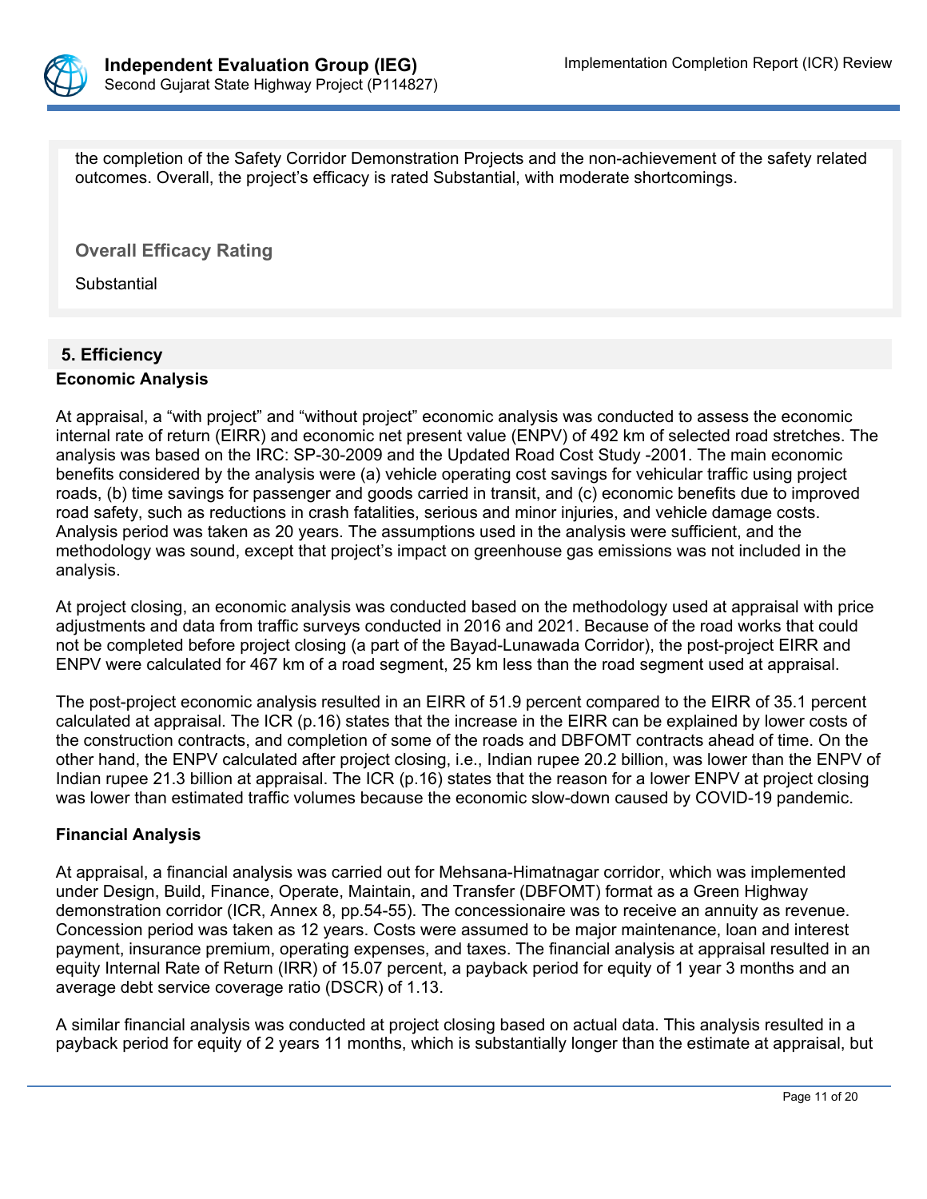the completion of the Safety Corridor Demonstration Projects and the non-achievement of the safety related outcomes. Overall, the project's efficacy is rated Substantial, with moderate shortcomings.

**Overall Efficacy Rating**

Substantial

## 5. Efficiency

**Economic Analysis**

At appraisal, a "with project" and "without project" economic analysis was conducted to assess the economic internal rate of return (EIRR) and economic net present value (ENPV) of 492 km of selected road stretches. The analysis was based on the IRC: SP-30-2009 and the Updated Road Cost Study -2001. The main economic benefits considered by the analysis were (a) vehicle operating cost savings for vehicular traffic using project roads, (b) time savings for passenger and goods carried in transit, and (c) economic benefits due to improved road safety, such as reductions in crash fatalities, serious and minor injuries, and vehicle damage costs. Analysis period was taken as 20 years. The assumptions used in the analysis were sufficient, and the methodology was sound, except that project's impact on greenhouse gas emissions was not included in the analysis.

At project closing, an economic analysis was conducted based on the methodology used at appraisal with price adjustments and data from traffic surveys conducted in 2016 and 2021. Because of the road works that could not be completed before project closing (a part of the Bayad-Lunawada Corridor), the post-project EIRR and ENPV were calculated for 467 km of a road segment, 25 km less than the road segment used at appraisal.

The post-project economic analysis resulted in an EIRR of 51.9 percent compared to the EIRR of 35.1 percent calculated at appraisal. The ICR (p.16) states that the increase in the EIRR can be explained by lower costs of the construction contracts, and completion of some of the roads and DBFOMT contracts ahead of time. On the other hand, the ENPV calculated after project closing, i.e., Indian rupee 20.2 billion, was lower than the ENPV of Indian rupee 21.3 billion at appraisal. The ICR (p.16) states that the reason for a lower ENPV at project closing was lower than estimated traffic volumes because the economic slow-down caused by COVID-19 pandemic.

**Financial Analysis**

At appraisal, a financial analysis was carried out for Mehsana-Himatnagar corridor, which was implemented under Design, Build, Finance, Operate, Maintain, and Transfer (DBFOMT) format as a Green Highway demonstration corridor (ICR, Annex 8, pp.54-55). The concessionaire was to receive an annuity as revenue. Concession period was taken as 12 years. Costs were assumed to be major maintenance, loan and interest payment, insurance premium, operating expenses, and taxes. The financial analysis at appraisal resulted in an equity Internal Rate of Return (IRR) of 15.07 percent, a payback period for equity of 1 year 3 months and an average debt service coverage ratio (DSCR) of 1.13.

A similar financial analysis was conducted at project closing based on actual data. This analysis resulted in a payback period for equity of 2 years 11 months, which is substantially longer than the estimate at appraisal, but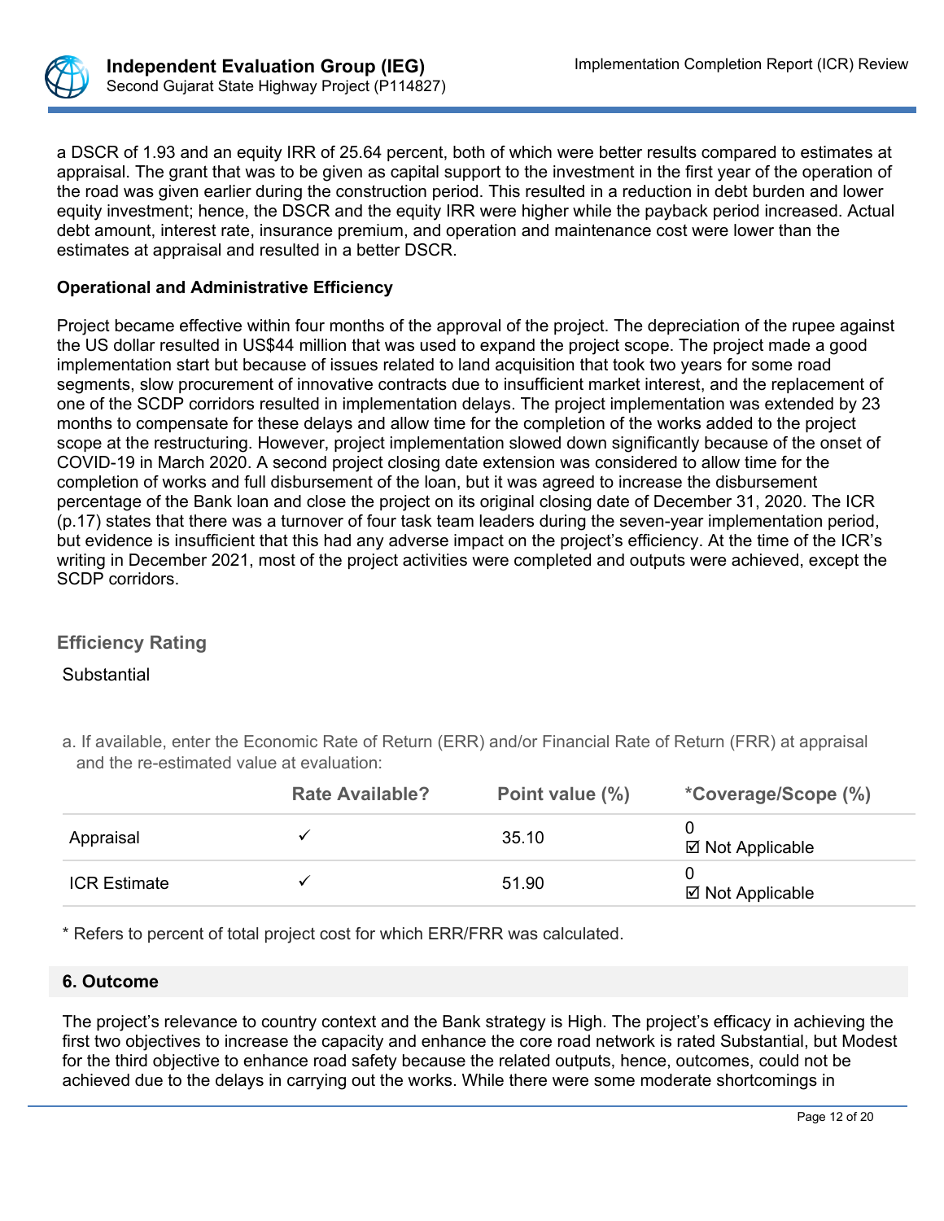a DSCR of 1.93 and an equity IRR of 25.64 percent, both of which were better results compared to estimates at appraisal. The grant that was to be given as capital support to the investment in the first year of the operation of the road was given earlier during the construction period. This resulted in a reduction in debt burden and lower equity investment; hence, the DSCR and the equity IRR were higher while the payback period increased. Actual debt amount, interest rate, insurance premium, and operation and maintenance cost were lower than the estimates at appraisal and resulted in a better DSCR.

**Operational and Administrative Efficiency**

Project became effective within four months of the approval of the project. The depreciation of the rupee against the US dollar resulted in US$44 million that was used to expand the project scope. The project made a good implementation start but because of issues related to land acquisition that took two years for some road segments, slow procurement of innovative contracts due to insufficient market interest, and the replacement of one of the SCDP corridors resulted in implementation delays. The project implementation was extended by 23 months to compensate for these delays and allow time for the completion of the works added to the project scope at the restructuring. However, project implementation slowed down significantly because of the onset of COVID-19 in March 2020. A second project closing date extension was considered to allow time for the completion of works and full disbursement of the loan, but it was agreed to increase the disbursement percentage of the Bank loan and close the project on its original closing date of December 31, 2020. The ICR (p.17) states that there was a turnover of four task team leaders during the seven-year implementation period, but evidence is insufficient that this had any adverse impact on the project's efficiency. At the time of the ICR's writing in December 2021, most of the project activities were completed and outputs were achieved, except the SCDP corridors.

### Efficiency Rating

Substantial

a. If available, enter the Economic Rate of Return (ERR) and/or Financial Rate of Return (FRR) at appraisal and the re-estimated value at evaluation:

| | Rate Available? | Point value (%) | *Coverage/Scope (%) |
|---|---|---|---|
| Appraisal | ✓ | 35.10 | 0<br>☑ Not Applicable |
| ICR Estimate | ✓ | 51.90 | 0<br>☑ Not Applicable |

\* Refers to percent of total project cost for which ERR/FRR was calculated.

## 6. Outcome

The project's relevance to country context and the Bank strategy is High. The project's efficacy in achieving the first two objectives to increase the capacity and enhance the core road network is rated Substantial, but Modest for the third objective to enhance road safety because the related outputs, hence, outcomes, could not be achieved due to the delays in carrying out the works. While there were some moderate shortcomings in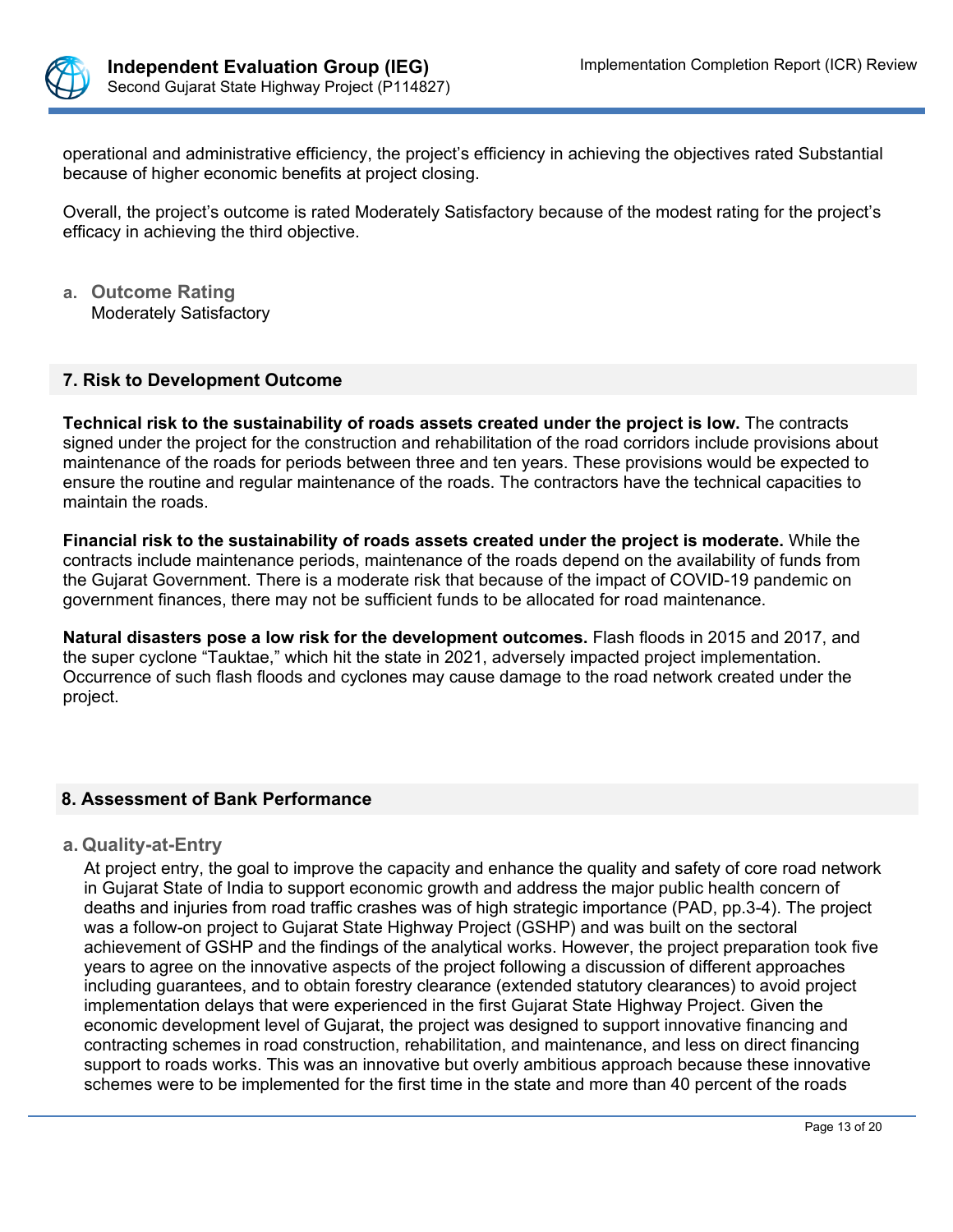operational and administrative efficiency, the project's efficiency in achieving the objectives rated Substantial because of higher economic benefits at project closing.

Overall, the project's outcome is rated Moderately Satisfactory because of the modest rating for the project's efficacy in achieving the third objective.

**a. Outcome Rating**
Moderately Satisfactory

## 7. Risk to Development Outcome

**Technical risk to the sustainability of roads assets created under the project is low.** The contracts signed under the project for the construction and rehabilitation of the road corridors include provisions about maintenance of the roads for periods between three and ten years. These provisions would be expected to ensure the routine and regular maintenance of the roads. The contractors have the technical capacities to maintain the roads.

**Financial risk to the sustainability of roads assets created under the project is moderate.** While the contracts include maintenance periods, maintenance of the roads depend on the availability of funds from the Gujarat Government. There is a moderate risk that because of the impact of COVID-19 pandemic on government finances, there may not be sufficient funds to be allocated for road maintenance.

**Natural disasters pose a low risk for the development outcomes.** Flash floods in 2015 and 2017, and the super cyclone "Tauktae," which hit the state in 2021, adversely impacted project implementation. Occurrence of such flash floods and cyclones may cause damage to the road network created under the project.

## 8. Assessment of Bank Performance

### a. Quality-at-Entry

At project entry, the goal to improve the capacity and enhance the quality and safety of core road network in Gujarat State of India to support economic growth and address the major public health concern of deaths and injuries from road traffic crashes was of high strategic importance (PAD, pp.3-4). The project was a follow-on project to Gujarat State Highway Project (GSHP) and was built on the sectoral achievement of GSHP and the findings of the analytical works. However, the project preparation took five years to agree on the innovative aspects of the project following a discussion of different approaches including guarantees, and to obtain forestry clearance (extended statutory clearances) to avoid project implementation delays that were experienced in the first Gujarat State Highway Project. Given the economic development level of Gujarat, the project was designed to support innovative financing and contracting schemes in road construction, rehabilitation, and maintenance, and less on direct financing support to roads works. This was an innovative but overly ambitious approach because these innovative schemes were to be implemented for the first time in the state and more than 40 percent of the roads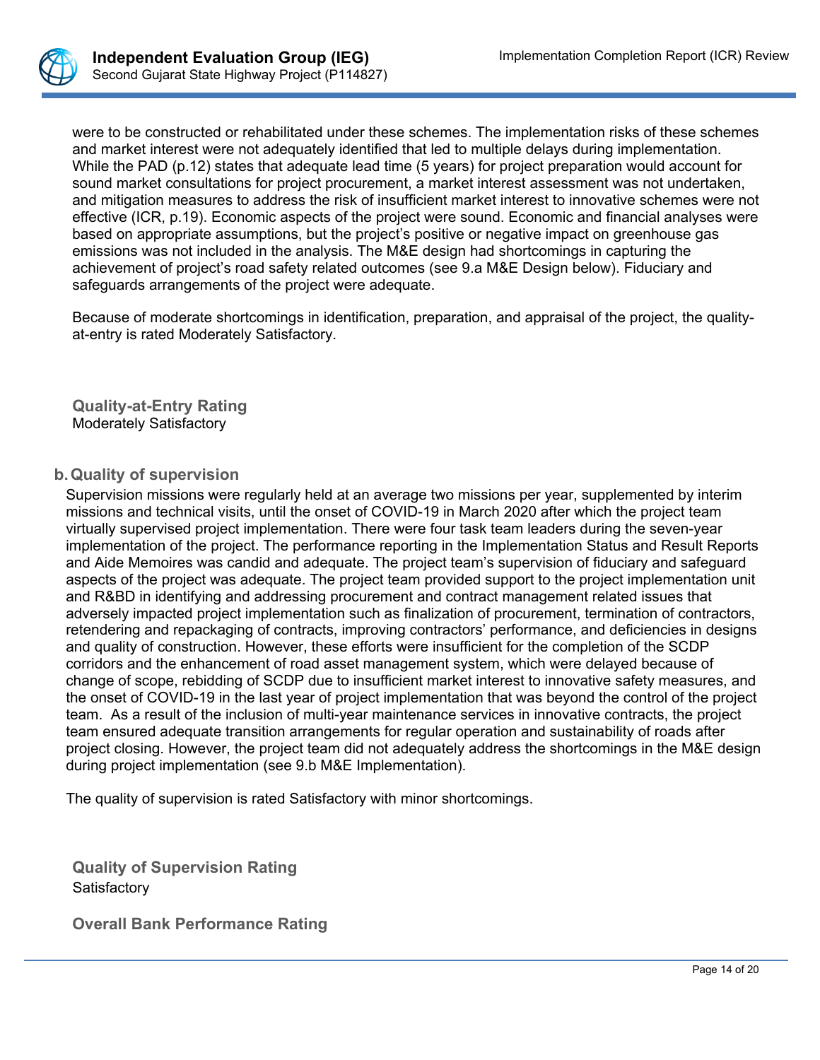were to be constructed or rehabilitated under these schemes. The implementation risks of these schemes and market interest were not adequately identified that led to multiple delays during implementation. While the PAD (p.12) states that adequate lead time (5 years) for project preparation would account for sound market consultations for project procurement, a market interest assessment was not undertaken, and mitigation measures to address the risk of insufficient market interest to innovative schemes were not effective (ICR, p.19). Economic aspects of the project were sound. Economic and financial analyses were based on appropriate assumptions, but the project's positive or negative impact on greenhouse gas emissions was not included in the analysis. The M&E design had shortcomings in capturing the achievement of project's road safety related outcomes (see 9.a M&E Design below). Fiduciary and safeguards arrangements of the project were adequate.

Because of moderate shortcomings in identification, preparation, and appraisal of the project, the quality-at-entry is rated Moderately Satisfactory.

**Quality-at-Entry Rating**
Moderately Satisfactory

## b. Quality of supervision

Supervision missions were regularly held at an average two missions per year, supplemented by interim missions and technical visits, until the onset of COVID-19 in March 2020 after which the project team virtually supervised project implementation. There were four task team leaders during the seven-year implementation of the project. The performance reporting in the Implementation Status and Result Reports and Aide Memoires was candid and adequate. The project team's supervision of fiduciary and safeguard aspects of the project was adequate. The project team provided support to the project implementation unit and R&BD in identifying and addressing procurement and contract management related issues that adversely impacted project implementation such as finalization of procurement, termination of contractors, retendering and repackaging of contracts, improving contractors' performance, and deficiencies in designs and quality of construction. However, these efforts were insufficient for the completion of the SCDP corridors and the enhancement of road asset management system, which were delayed because of change of scope, rebidding of SCDP due to insufficient market interest to innovative safety measures, and the onset of COVID-19 in the last year of project implementation that was beyond the control of the project team. As a result of the inclusion of multi-year maintenance services in innovative contracts, the project team ensured adequate transition arrangements for regular operation and sustainability of roads after project closing. However, the project team did not adequately address the shortcomings in the M&E design during project implementation (see 9.b M&E Implementation).

The quality of supervision is rated Satisfactory with minor shortcomings.

**Quality of Supervision Rating**
Satisfactory

**Overall Bank Performance Rating**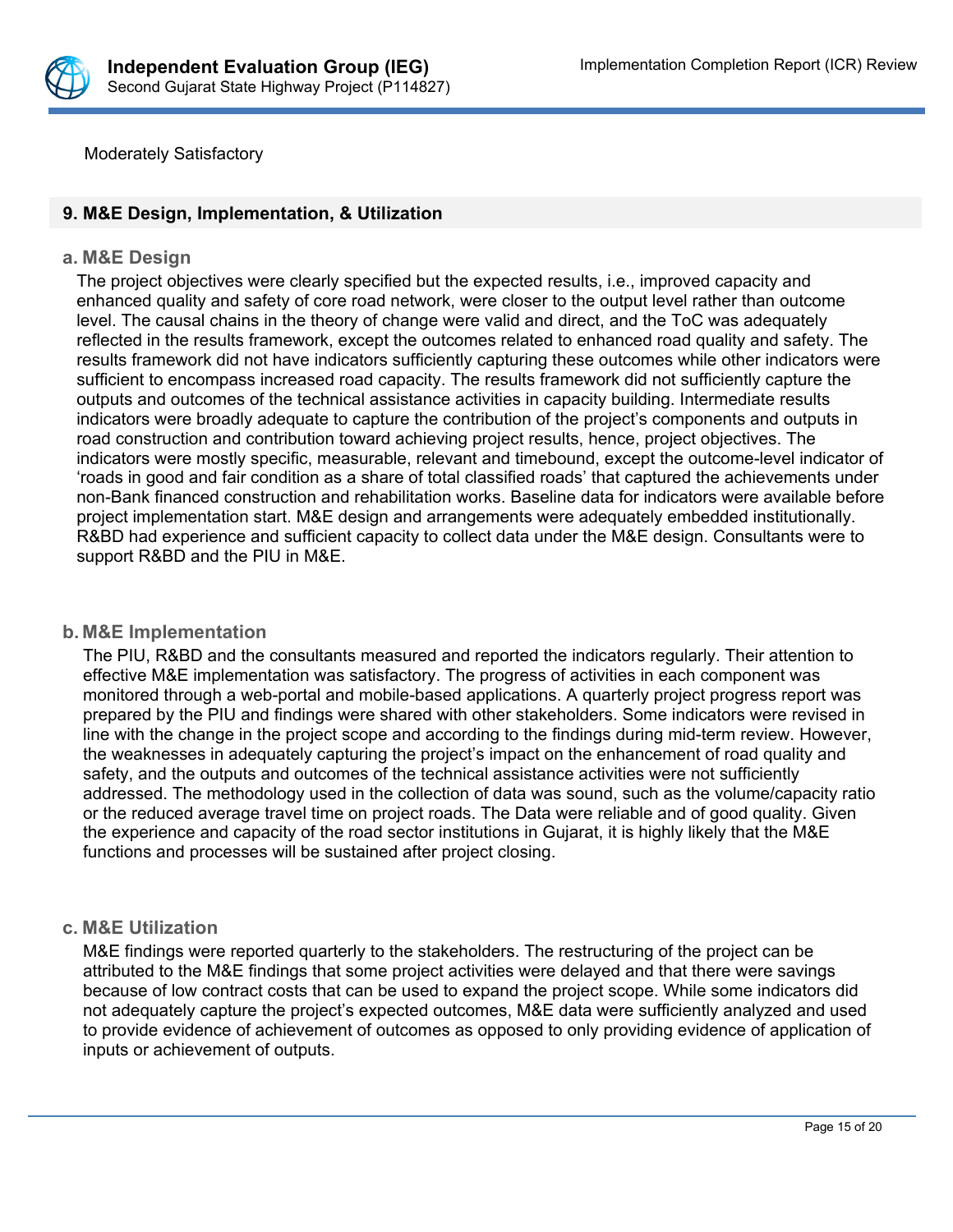Moderately Satisfactory

## 9. M&E Design, Implementation, & Utilization

### a. M&E Design

The project objectives were clearly specified but the expected results, i.e., improved capacity and enhanced quality and safety of core road network, were closer to the output level rather than outcome level. The causal chains in the theory of change were valid and direct, and the ToC was adequately reflected in the results framework, except the outcomes related to enhanced road quality and safety. The results framework did not have indicators sufficiently capturing these outcomes while other indicators were sufficient to encompass increased road capacity. The results framework did not sufficiently capture the outputs and outcomes of the technical assistance activities in capacity building. Intermediate results indicators were broadly adequate to capture the contribution of the project's components and outputs in road construction and contribution toward achieving project results, hence, project objectives. The indicators were mostly specific, measurable, relevant and timebound, except the outcome-level indicator of 'roads in good and fair condition as a share of total classified roads' that captured the achievements under non-Bank financed construction and rehabilitation works. Baseline data for indicators were available before project implementation start. M&E design and arrangements were adequately embedded institutionally. R&BD had experience and sufficient capacity to collect data under the M&E design. Consultants were to support R&BD and the PIU in M&E.

### b. M&E Implementation

The PIU, R&BD and the consultants measured and reported the indicators regularly. Their attention to effective M&E implementation was satisfactory. The progress of activities in each component was monitored through a web-portal and mobile-based applications. A quarterly project progress report was prepared by the PIU and findings were shared with other stakeholders. Some indicators were revised in line with the change in the project scope and according to the findings during mid-term review. However, the weaknesses in adequately capturing the project's impact on the enhancement of road quality and safety, and the outputs and outcomes of the technical assistance activities were not sufficiently addressed. The methodology used in the collection of data was sound, such as the volume/capacity ratio or the reduced average travel time on project roads. The Data were reliable and of good quality. Given the experience and capacity of the road sector institutions in Gujarat, it is highly likely that the M&E functions and processes will be sustained after project closing.

### c. M&E Utilization

M&E findings were reported quarterly to the stakeholders. The restructuring of the project can be attributed to the M&E findings that some project activities were delayed and that there were savings because of low contract costs that can be used to expand the project scope. While some indicators did not adequately capture the project's expected outcomes, M&E data were sufficiently analyzed and used to provide evidence of achievement of outcomes as opposed to only providing evidence of application of inputs or achievement of outputs.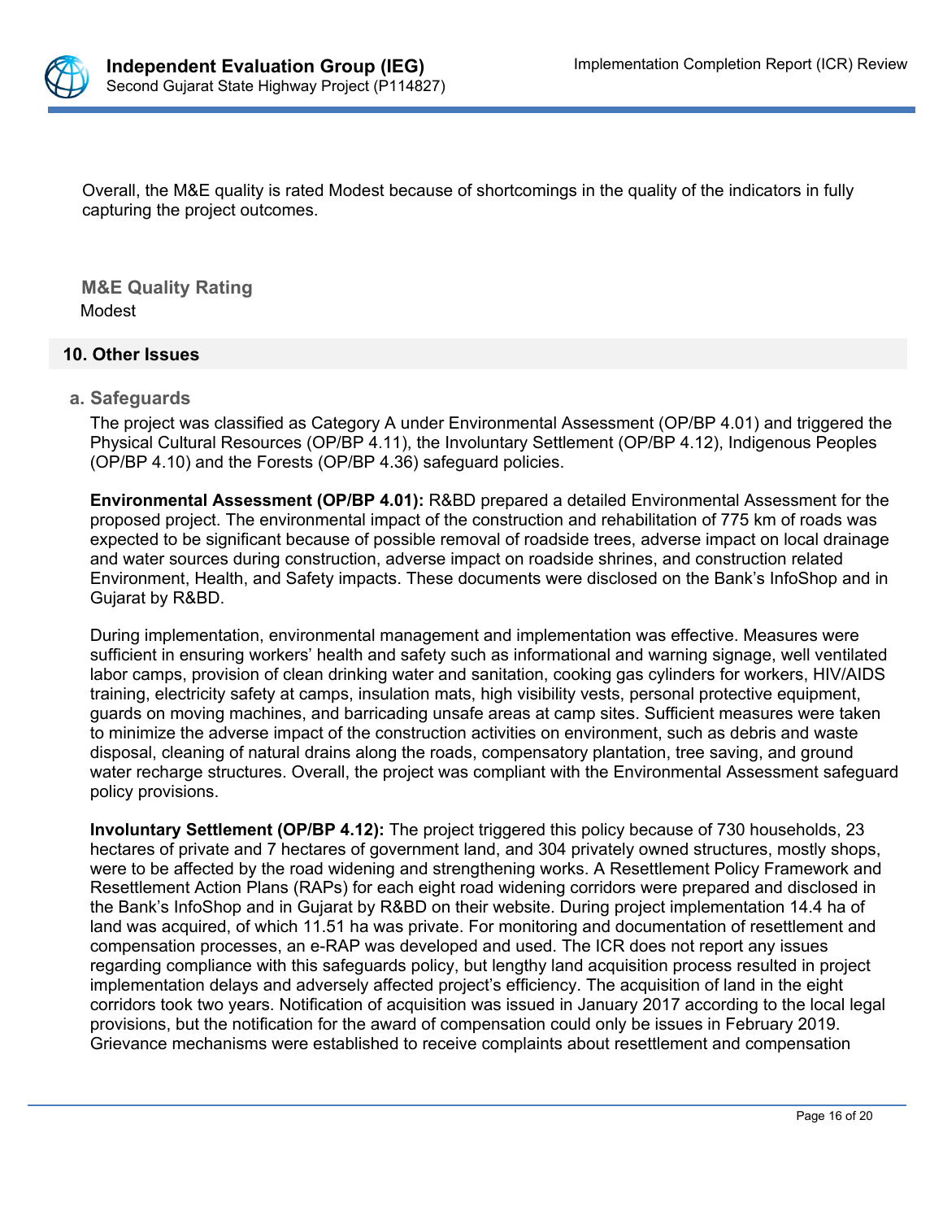Overall, the M&E quality is rated Modest because of shortcomings in the quality of the indicators in fully capturing the project outcomes.

**M&E Quality Rating**

Modest

## 10. Other Issues

### a. Safeguards

The project was classified as Category A under Environmental Assessment (OP/BP 4.01) and triggered the Physical Cultural Resources (OP/BP 4.11), the Involuntary Settlement (OP/BP 4.12), Indigenous Peoples (OP/BP 4.10) and the Forests (OP/BP 4.36) safeguard policies.

**Environmental Assessment (OP/BP 4.01):** R&BD prepared a detailed Environmental Assessment for the proposed project. The environmental impact of the construction and rehabilitation of 775 km of roads was expected to be significant because of possible removal of roadside trees, adverse impact on local drainage and water sources during construction, adverse impact on roadside shrines, and construction related Environment, Health, and Safety impacts. These documents were disclosed on the Bank's InfoShop and in Gujarat by R&BD.

During implementation, environmental management and implementation was effective. Measures were sufficient in ensuring workers' health and safety such as informational and warning signage, well ventilated labor camps, provision of clean drinking water and sanitation, cooking gas cylinders for workers, HIV/AIDS training, electricity safety at camps, insulation mats, high visibility vests, personal protective equipment, guards on moving machines, and barricading unsafe areas at camp sites. Sufficient measures were taken to minimize the adverse impact of the construction activities on environment, such as debris and waste disposal, cleaning of natural drains along the roads, compensatory plantation, tree saving, and ground water recharge structures. Overall, the project was compliant with the Environmental Assessment safeguard policy provisions.

**Involuntary Settlement (OP/BP 4.12):** The project triggered this policy because of 730 households, 23 hectares of private and 7 hectares of government land, and 304 privately owned structures, mostly shops, were to be affected by the road widening and strengthening works. A Resettlement Policy Framework and Resettlement Action Plans (RAPs) for each eight road widening corridors were prepared and disclosed in the Bank's InfoShop and in Gujarat by R&BD on their website. During project implementation 14.4 ha of land was acquired, of which 11.51 ha was private. For monitoring and documentation of resettlement and compensation processes, an e-RAP was developed and used. The ICR does not report any issues regarding compliance with this safeguards policy, but lengthy land acquisition process resulted in project implementation delays and adversely affected project's efficiency. The acquisition of land in the eight corridors took two years. Notification of acquisition was issued in January 2017 according to the local legal provisions, but the notification for the award of compensation could only be issues in February 2019. Grievance mechanisms were established to receive complaints about resettlement and compensation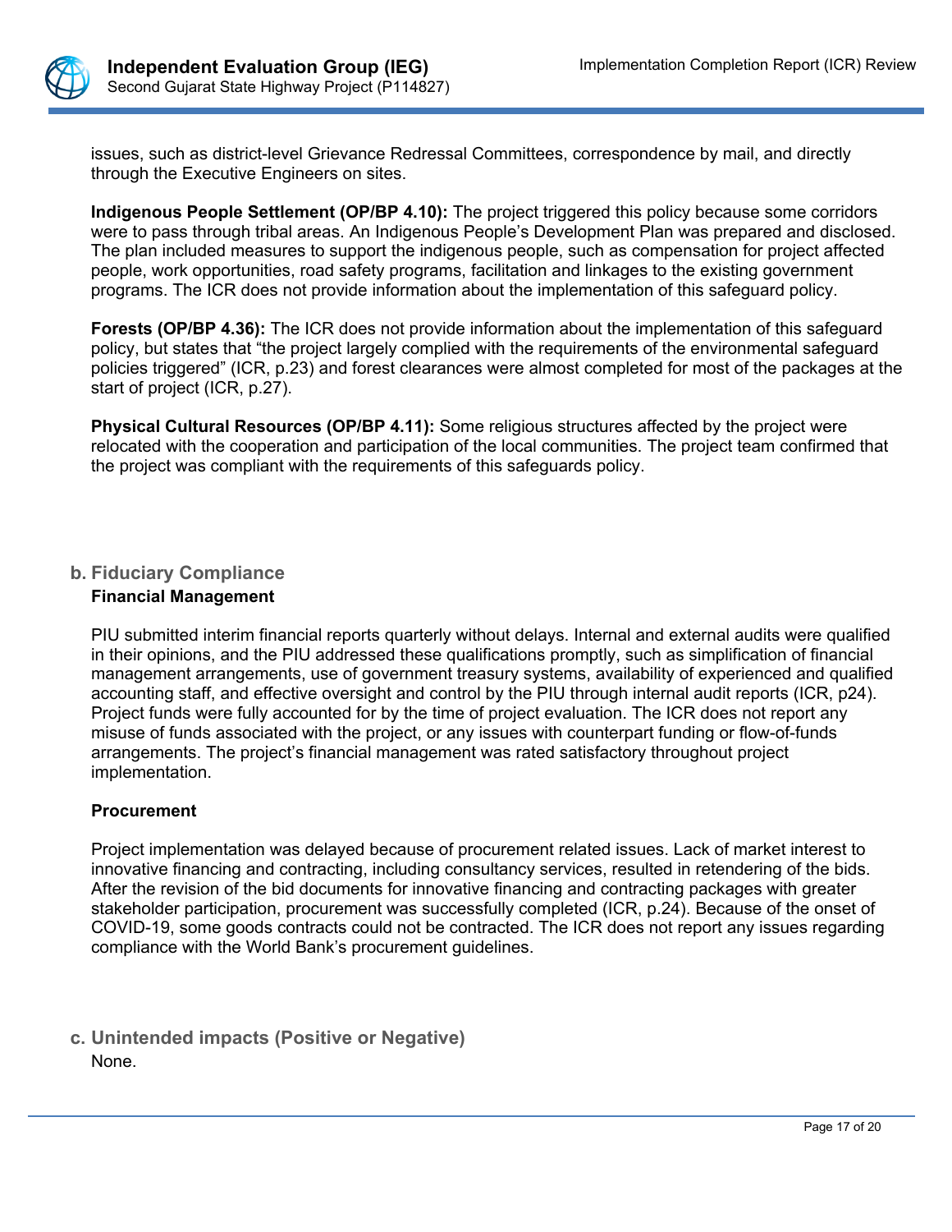issues, such as district-level Grievance Redressal Committees, correspondence by mail, and directly through the Executive Engineers on sites.

**Indigenous People Settlement (OP/BP 4.10):** The project triggered this policy because some corridors were to pass through tribal areas. An Indigenous People's Development Plan was prepared and disclosed. The plan included measures to support the indigenous people, such as compensation for project affected people, work opportunities, road safety programs, facilitation and linkages to the existing government programs. The ICR does not provide information about the implementation of this safeguard policy.

**Forests (OP/BP 4.36):** The ICR does not provide information about the implementation of this safeguard policy, but states that "the project largely complied with the requirements of the environmental safeguard policies triggered" (ICR, p.23) and forest clearances were almost completed for most of the packages at the start of project (ICR, p.27).

**Physical Cultural Resources (OP/BP 4.11):** Some religious structures affected by the project were relocated with the cooperation and participation of the local communities. The project team confirmed that the project was compliant with the requirements of this safeguards policy.

## b. Fiduciary Compliance

### Financial Management

PIU submitted interim financial reports quarterly without delays. Internal and external audits were qualified in their opinions, and the PIU addressed these qualifications promptly, such as simplification of financial management arrangements, use of government treasury systems, availability of experienced and qualified accounting staff, and effective oversight and control by the PIU through internal audit reports (ICR, p24). Project funds were fully accounted for by the time of project evaluation. The ICR does not report any misuse of funds associated with the project, or any issues with counterpart funding or flow-of-funds arrangements. The project's financial management was rated satisfactory throughout project implementation.

### Procurement

Project implementation was delayed because of procurement related issues. Lack of market interest to innovative financing and contracting, including consultancy services, resulted in retendering of the bids. After the revision of the bid documents for innovative financing and contracting packages with greater stakeholder participation, procurement was successfully completed (ICR, p.24). Because of the onset of COVID-19, some goods contracts could not be contracted. The ICR does not report any issues regarding compliance with the World Bank's procurement guidelines.

## c. Unintended impacts (Positive or Negative)

None.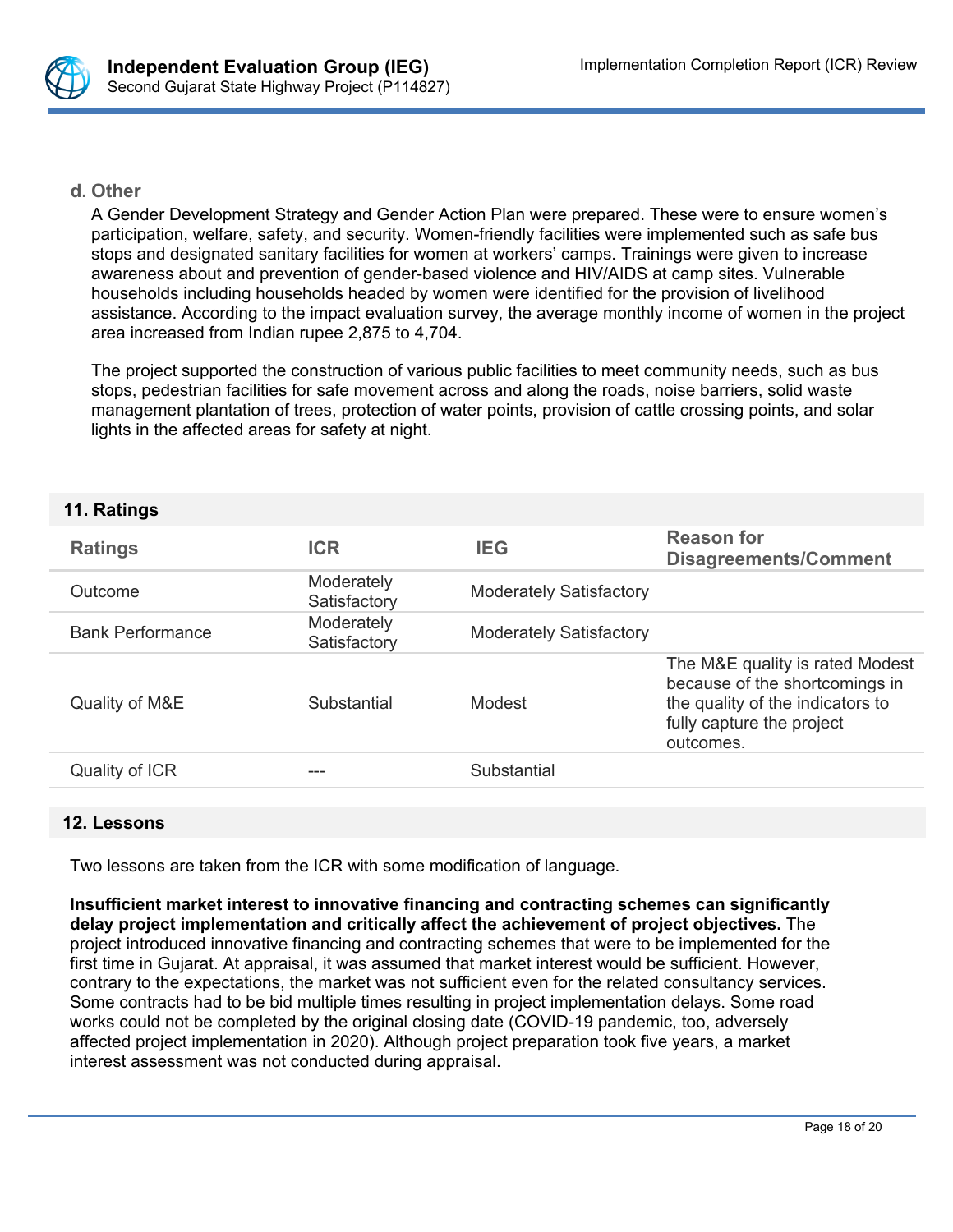### d. Other

A Gender Development Strategy and Gender Action Plan were prepared. These were to ensure women's participation, welfare, safety, and security. Women-friendly facilities were implemented such as safe bus stops and designated sanitary facilities for women at workers' camps. Trainings were given to increase awareness about and prevention of gender-based violence and HIV/AIDS at camp sites. Vulnerable households including households headed by women were identified for the provision of livelihood assistance. According to the impact evaluation survey, the average monthly income of women in the project area increased from Indian rupee 2,875 to 4,704.

The project supported the construction of various public facilities to meet community needs, such as bus stops, pedestrian facilities for safe movement across and along the roads, noise barriers, solid waste management plantation of trees, protection of water points, provision of cattle crossing points, and solar lights in the affected areas for safety at night.

## 11. Ratings

| Ratings | ICR | IEG | Reason for Disagreements/Comment |
|---|---|---|---|
| Outcome | Moderately Satisfactory | Moderately Satisfactory | |
| Bank Performance | Moderately Satisfactory | Moderately Satisfactory | |
| Quality of M&E | Substantial | Modest | The M&E quality is rated Modest because of the shortcomings in the quality of the indicators to fully capture the project outcomes. |
| Quality of ICR | --- | Substantial | |

## 12. Lessons

Two lessons are taken from the ICR with some modification of language.

**Insufficient market interest to innovative financing and contracting schemes can significantly delay project implementation and critically affect the achievement of project objectives.** The project introduced innovative financing and contracting schemes that were to be implemented for the first time in Gujarat. At appraisal, it was assumed that market interest would be sufficient. However, contrary to the expectations, the market was not sufficient even for the related consultancy services. Some contracts had to be bid multiple times resulting in project implementation delays. Some road works could not be completed by the original closing date (COVID-19 pandemic, too, adversely affected project implementation in 2020). Although project preparation took five years, a market interest assessment was not conducted during appraisal.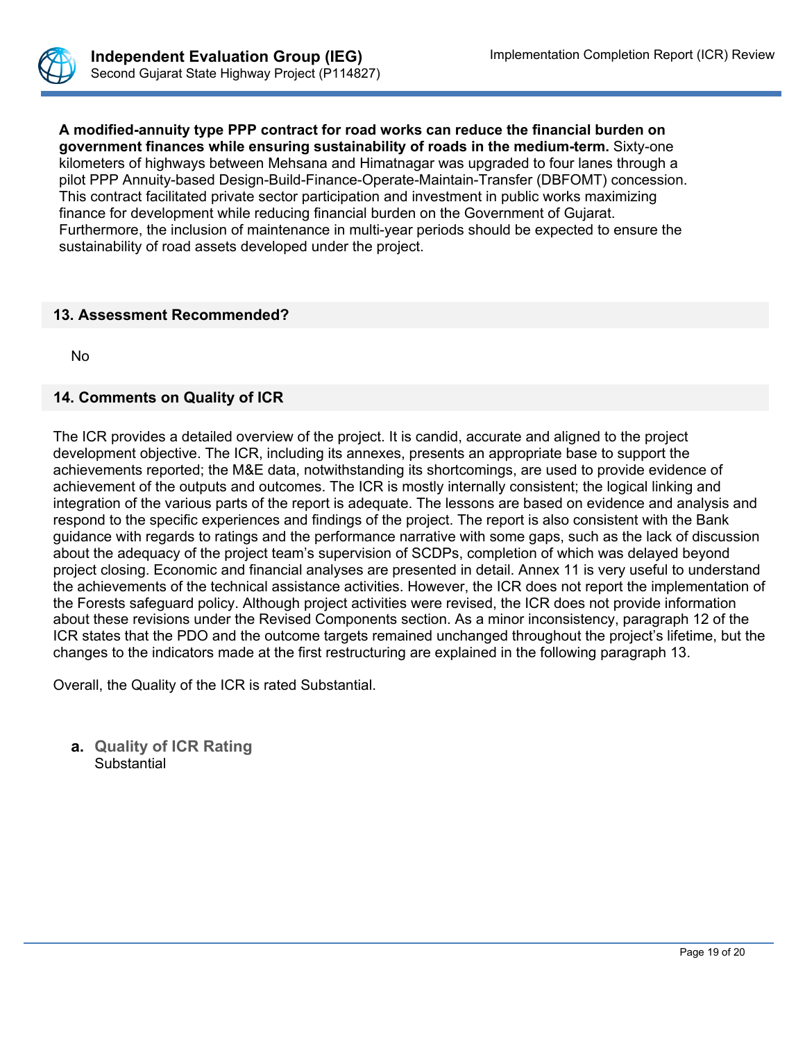**A modified-annuity type PPP contract for road works can reduce the financial burden on government finances while ensuring sustainability of roads in the medium-term.** Sixty-one kilometers of highways between Mehsana and Himatnagar was upgraded to four lanes through a pilot PPP Annuity-based Design-Build-Finance-Operate-Maintain-Transfer (DBFOMT) concession. This contract facilitated private sector participation and investment in public works maximizing finance for development while reducing financial burden on the Government of Gujarat. Furthermore, the inclusion of maintenance in multi-year periods should be expected to ensure the sustainability of road assets developed under the project.

## 13. Assessment Recommended?

No

## 14. Comments on Quality of ICR

The ICR provides a detailed overview of the project. It is candid, accurate and aligned to the project development objective. The ICR, including its annexes, presents an appropriate base to support the achievements reported; the M&E data, notwithstanding its shortcomings, are used to provide evidence of achievement of the outputs and outcomes. The ICR is mostly internally consistent; the logical linking and integration of the various parts of the report is adequate. The lessons are based on evidence and analysis and respond to the specific experiences and findings of the project. The report is also consistent with the Bank guidance with regards to ratings and the performance narrative with some gaps, such as the lack of discussion about the adequacy of the project team's supervision of SCDPs, completion of which was delayed beyond project closing. Economic and financial analyses are presented in detail. Annex 11 is very useful to understand the achievements of the technical assistance activities. However, the ICR does not report the implementation of the Forests safeguard policy. Although project activities were revised, the ICR does not provide information about these revisions under the Revised Components section. As a minor inconsistency, paragraph 12 of the ICR states that the PDO and the outcome targets remained unchanged throughout the project's lifetime, but the changes to the indicators made at the first restructuring are explained in the following paragraph 13.

Overall, the Quality of the ICR is rated Substantial.

**a. Quality of ICR Rating**
Substantial